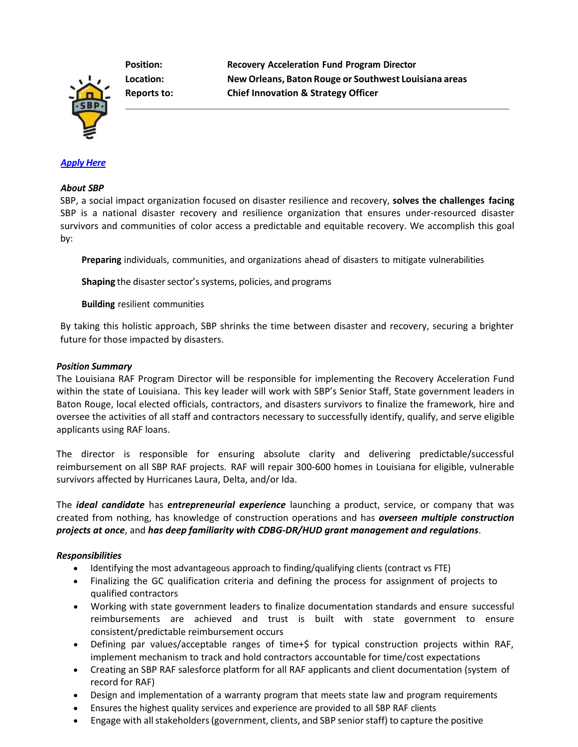**Position:** Recovery Acceleration Fund Program Director
**Location:** New Orleans, Baton Rouge or Southwest Louisiana areas
**Reports to:** Chief Innovation & Strategy Officer

[***Apply Here***]

***About SBP***

SBP, a social impact organization focused on disaster resilience and recovery, **solves the challenges facing** SBP is a national disaster recovery and resilience organization that ensures under-resourced disaster survivors and communities of color access a predictable and equitable recovery. We accomplish this goal by:

**Preparing** individuals, communities, and organizations ahead of disasters to mitigate vulnerabilities

**Shaping** the disaster sector's systems, policies, and programs

**Building** resilient communities

By taking this holistic approach, SBP shrinks the time between disaster and recovery, securing a brighter future for those impacted by disasters.

***Position Summary***

The Louisiana RAF Program Director will be responsible for implementing the Recovery Acceleration Fund within the state of Louisiana. This key leader will work with SBP's Senior Staff, State government leaders in Baton Rouge, local elected officials, contractors, and disasters survivors to finalize the framework, hire and oversee the activities of all staff and contractors necessary to successfully identify, qualify, and serve eligible applicants using RAF loans.

The director is responsible for ensuring absolute clarity and delivering predictable/successful reimbursement on all SBP RAF projects. RAF will repair 300-600 homes in Louisiana for eligible, vulnerable survivors affected by Hurricanes Laura, Delta, and/or Ida.

The ***ideal candidate*** has ***entrepreneurial experience*** launching a product, service, or company that was created from nothing, has knowledge of construction operations and has ***overseen multiple construction projects at once***, and ***has deep familiarity with CDBG-DR/HUD grant management and regulations***.

***Responsibilities***

- Identifying the most advantageous approach to finding/qualifying clients (contract vs FTE)
- Finalizing the GC qualification criteria and defining the process for assignment of projects to qualified contractors
- Working with state government leaders to finalize documentation standards and ensure successful reimbursements are achieved and trust is built with state government to ensure consistent/predictable reimbursement occurs
- Defining par values/acceptable ranges of time+$ for typical construction projects within RAF, implement mechanism to track and hold contractors accountable for time/cost expectations
- Creating an SBP RAF salesforce platform for all RAF applicants and client documentation (system of record for RAF)
- Design and implementation of a warranty program that meets state law and program requirements
- Ensures the highest quality services and experience are provided to all SBP RAF clients
- Engage with all stakeholders (government, clients, and SBP senior staff) to capture the positive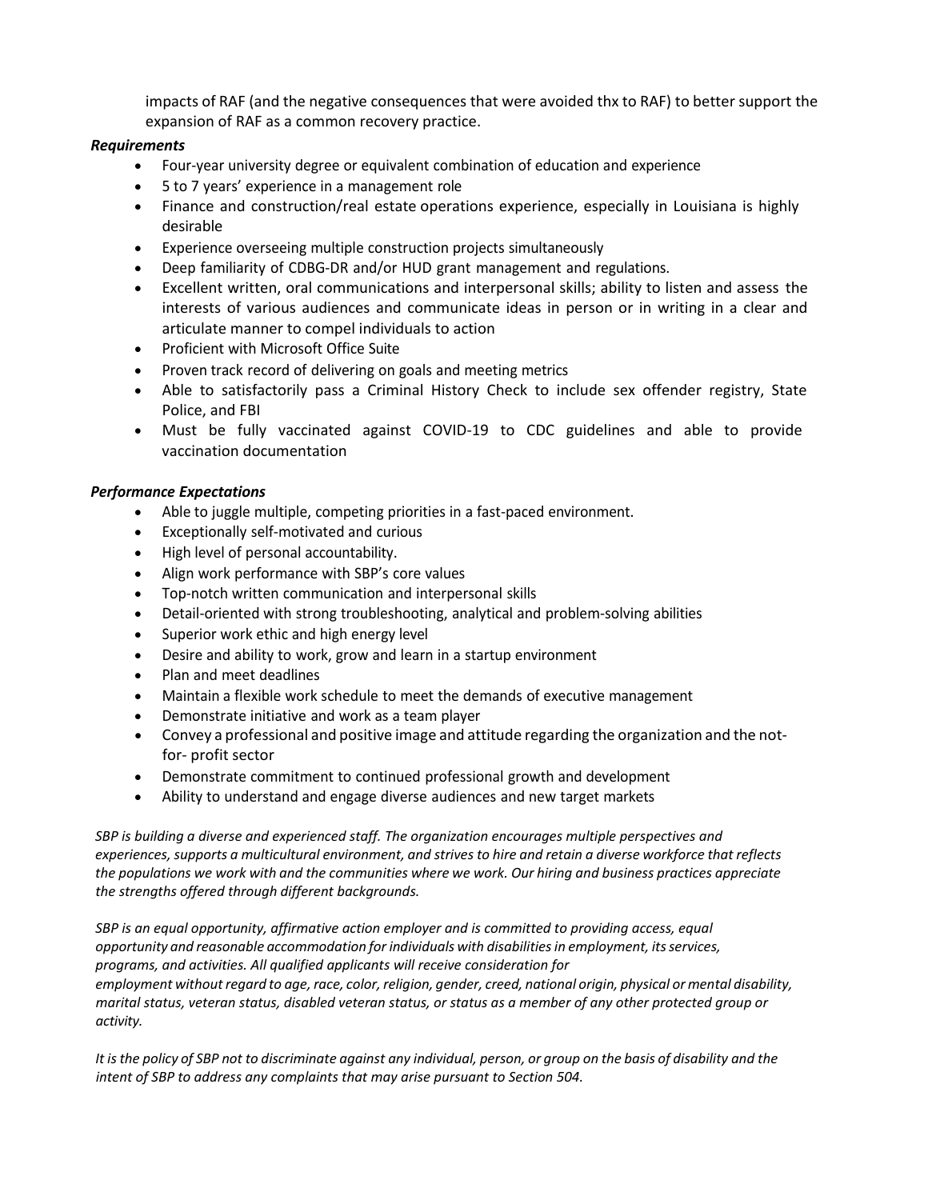impacts of RAF (and the negative consequences that were avoided thx to RAF) to better support the expansion of RAF as a common recovery practice.

***Requirements***

- Four-year university degree or equivalent combination of education and experience
- 5 to 7 years' experience in a management role
- Finance and construction/real estate operations experience, especially in Louisiana is highly desirable
- Experience overseeing multiple construction projects simultaneously
- Deep familiarity of CDBG-DR and/or HUD grant management and regulations.
- Excellent written, oral communications and interpersonal skills; ability to listen and assess the interests of various audiences and communicate ideas in person or in writing in a clear and articulate manner to compel individuals to action
- Proficient with Microsoft Office Suite
- Proven track record of delivering on goals and meeting metrics
- Able to satisfactorily pass a Criminal History Check to include sex offender registry, State Police, and FBI
- Must be fully vaccinated against COVID-19 to CDC guidelines and able to provide vaccination documentation

***Performance Expectations***

- Able to juggle multiple, competing priorities in a fast-paced environment.
- Exceptionally self-motivated and curious
- High level of personal accountability.
- Align work performance with SBP's core values
- Top-notch written communication and interpersonal skills
- Detail-oriented with strong troubleshooting, analytical and problem-solving abilities
- Superior work ethic and high energy level
- Desire and ability to work, grow and learn in a startup environment
- Plan and meet deadlines
- Maintain a flexible work schedule to meet the demands of executive management
- Demonstrate initiative and work as a team player
- Convey a professional and positive image and attitude regarding the organization and the not-for- profit sector
- Demonstrate commitment to continued professional growth and development
- Ability to understand and engage diverse audiences and new target markets

*SBP is building a diverse and experienced staff. The organization encourages multiple perspectives and experiences, supports a multicultural environment, and strives to hire and retain a diverse workforce that reflects the populations we work with and the communities where we work. Our hiring and business practices appreciate the strengths offered through different backgrounds.*

*SBP is an equal opportunity, affirmative action employer and is committed to providing access, equal opportunity and reasonable accommodation for individuals with disabilities in employment, its services, programs, and activities. All qualified applicants will receive consideration for employment without regard to age, race, color, religion, gender, creed, national origin, physical or mental disability, marital status, veteran status, disabled veteran status, or status as a member of any other protected group or activity.*

*It is the policy of SBP not to discriminate against any individual, person, or group on the basis of disability and the intent of SBP to address any complaints that may arise pursuant to Section 504.*